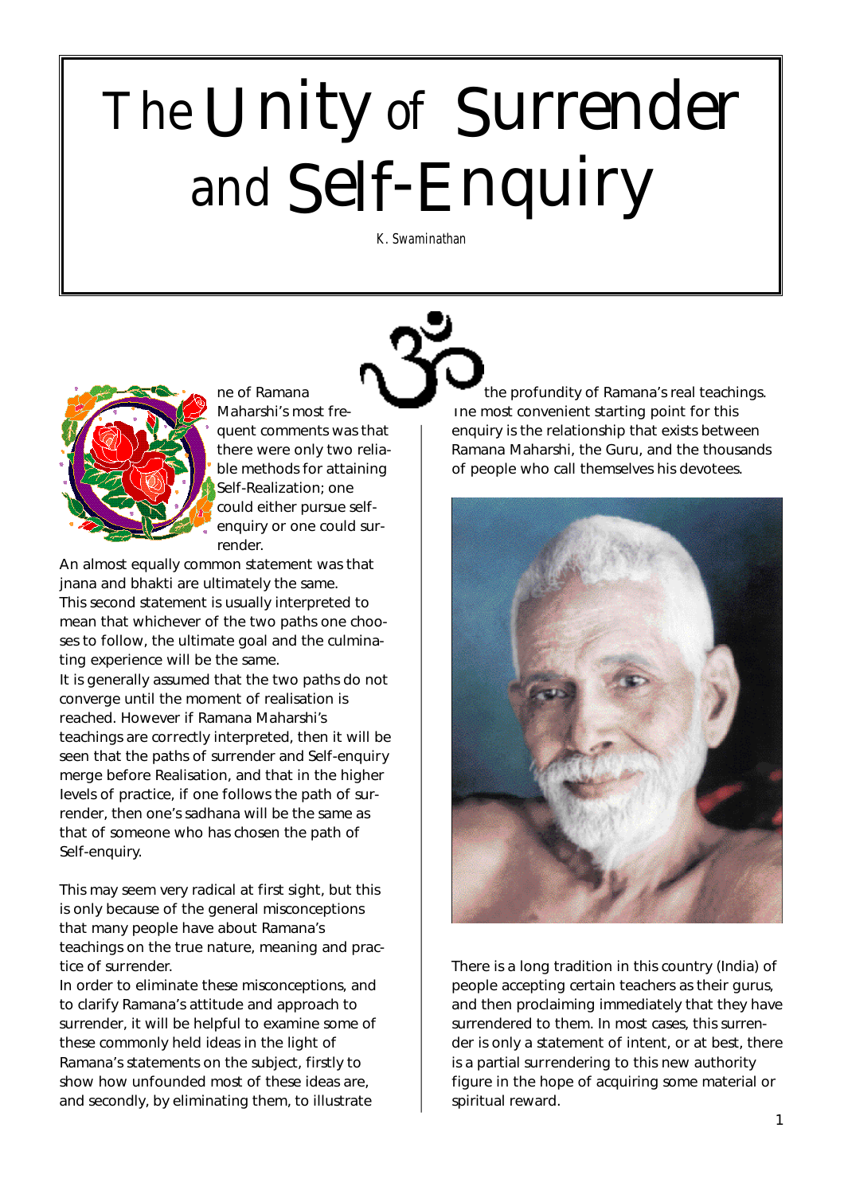# The Unity of Surrender and Self-Enquiry

*K. Swaminathan*

One of Ramana Maharshi's most frequent comments was that there were only two reliable methods for attaining Self-Realization; one could either pursue self-enquiry or one could surrender.

An almost equally common statement was that jnana and bhakti are ultimately the same.

This second statement is usually interpreted to mean that whichever of the two paths one chooses to follow, the ultimate goal and the culminating experience will be the same.

It is generally assumed that the two paths do not converge until the moment of realisation is reached. However if Ramana Maharshi's teachings are correctly interpreted, then it will be seen that the paths of surrender and Self-enquiry merge before Realisation, and that in the higher levels of practice, if one follows the path of surrender, then one's sadhana will be the same as that of someone who has chosen the path of Self-enquiry.

This may seem very radical at first sight, but this is only because of the general misconceptions that many people have about Ramana's teachings on the true nature, meaning and practice of surrender.

In order to eliminate these misconceptions, and to clarify Ramana's attitude and approach to surrender, it will be helpful to examine some of these commonly held ideas in the light of Ramana's statements on the subject, firstly to show how unfounded most of these ideas are, and secondly, by eliminating them, to illustrate the profundity of Ramana's real teachings. The most convenient starting point for this enquiry is the relationship that exists between Ramana Maharshi, the Guru, and the thousands of people who call themselves his devotees.

There is a long tradition in this country (India) of people accepting certain teachers as their gurus, and then proclaiming immediately that they have surrendered to them. In most cases, this surrender is only a statement of intent, or at best, there is a partial surrendering to this new authority figure in the hope of acquiring some material or spiritual reward.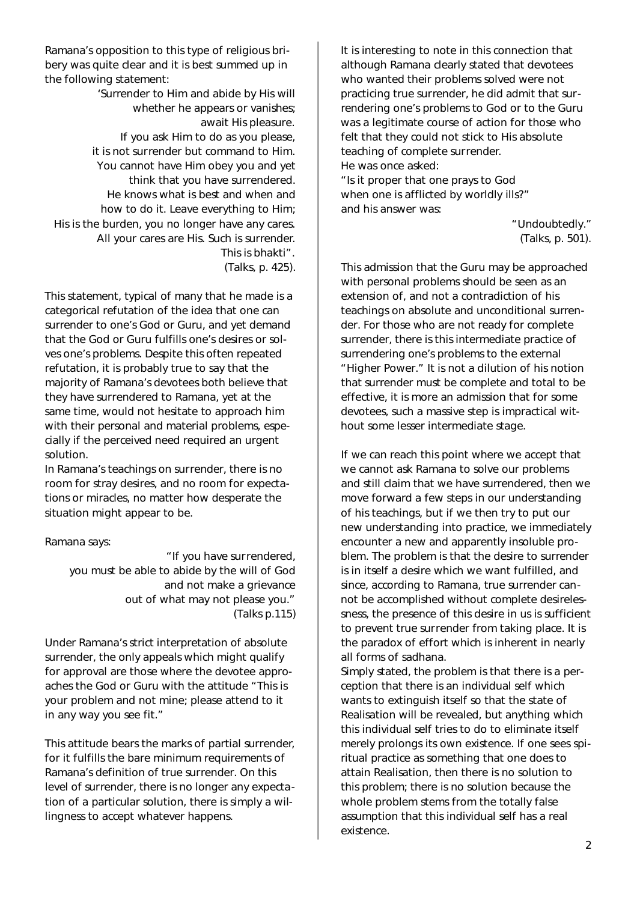Ramana's opposition to this type of religious bribery was quite clear and it is best summed up in the following statement:

> 'Surrender to Him and abide by His will whether he appears or vanishes; await His pleasure.
> If you ask Him to do as you please, it is not surrender but command to Him.
> You cannot have Him obey you and yet think that you have surrendered.
> He knows what is best and when and how to do it. Leave everything to Him;
> His is the burden, you no longer have any cares.
> All your cares are His. Such is surrender.
> This is bhakti".
> (Talks, p. 425).

This statement, typical of many that he made is a categorical refutation of the idea that one can surrender to one's God or Guru, and yet demand that the God or Guru fulfills one's desires or solves one's problems. Despite this often repeated refutation, it is probably true to say that the majority of Ramana's devotees both believe that they have surrendered to Ramana, yet at the same time, would not hesitate to approach him with their personal and material problems, especially if the perceived need required an urgent solution.

In Ramana's teachings on surrender, there is no room for stray desires, and no room for expectations or miracles, no matter how desperate the situation might appear to be.

Ramana says:

> "If you have surrendered,
> you must be able to abide by the will of God
> and not make a grievance
> out of what may not please you."
> (Talks p.115)

Under Ramana's strict interpretation of absolute surrender, the only appeals which might qualify for approval are those where the devotee approaches the God or Guru with the attitude "This is your problem and not mine; please attend to it in any way you see fit."

This attitude bears the marks of partial surrender, for it fulfills the bare minimum requirements of Ramana's definition of true surrender. On this level of surrender, there is no longer any expectation of a particular solution, there is simply a willingness to accept whatever happens.

It is interesting to note in this connection that although Ramana clearly stated that devotees who wanted their problems solved were not practicing true surrender, he did admit that surrendering one's problems to God or to the Guru was a legitimate course of action for those who felt that they could not stick to His absolute teaching of complete surrender.

He was once asked:

"Is it proper that one prays to God
when one is afflicted by worldly ills?"
and his answer was:

> "Undoubtedly."
> (Talks, p. 501).

This admission that the Guru may be approached with personal problems should be seen as an extension of, and not a contradiction of his teachings on absolute and unconditional surrender. For those who are not ready for complete surrender, there is this intermediate practice of surrendering one's problems to the external "Higher Power." It is not a dilution of his notion that surrender must be complete and total to be effective, it is more an admission that for some devotees, such a massive step is impractical without some lesser intermediate stage.

If we can reach this point where we accept that we cannot ask Ramana to solve our problems and still claim that we have surrendered, then we move forward a few steps in our understanding of his teachings, but if we then try to put our new understanding into practice, we immediately encounter a new and apparently insoluble problem. The problem is that the desire to surrender is in itself a desire which we want fulfilled, and since, according to Ramana, true surrender cannot be accomplished without complete desirelessness, the presence of this desire in us is sufficient to prevent true surrender from taking place. It is the paradox of effort which is inherent in nearly all forms of sadhana.

Simply stated, the problem is that there is a perception that there is an individual self which wants to extinguish itself so that the state of Realisation will be revealed, but anything which this individual self tries to do to eliminate itself merely prolongs its own existence. If one sees spiritual practice as something that one does to attain Realisation, then there is no solution to this problem; there is no solution because the whole problem stems from the totally false assumption that this individual self has a real existence.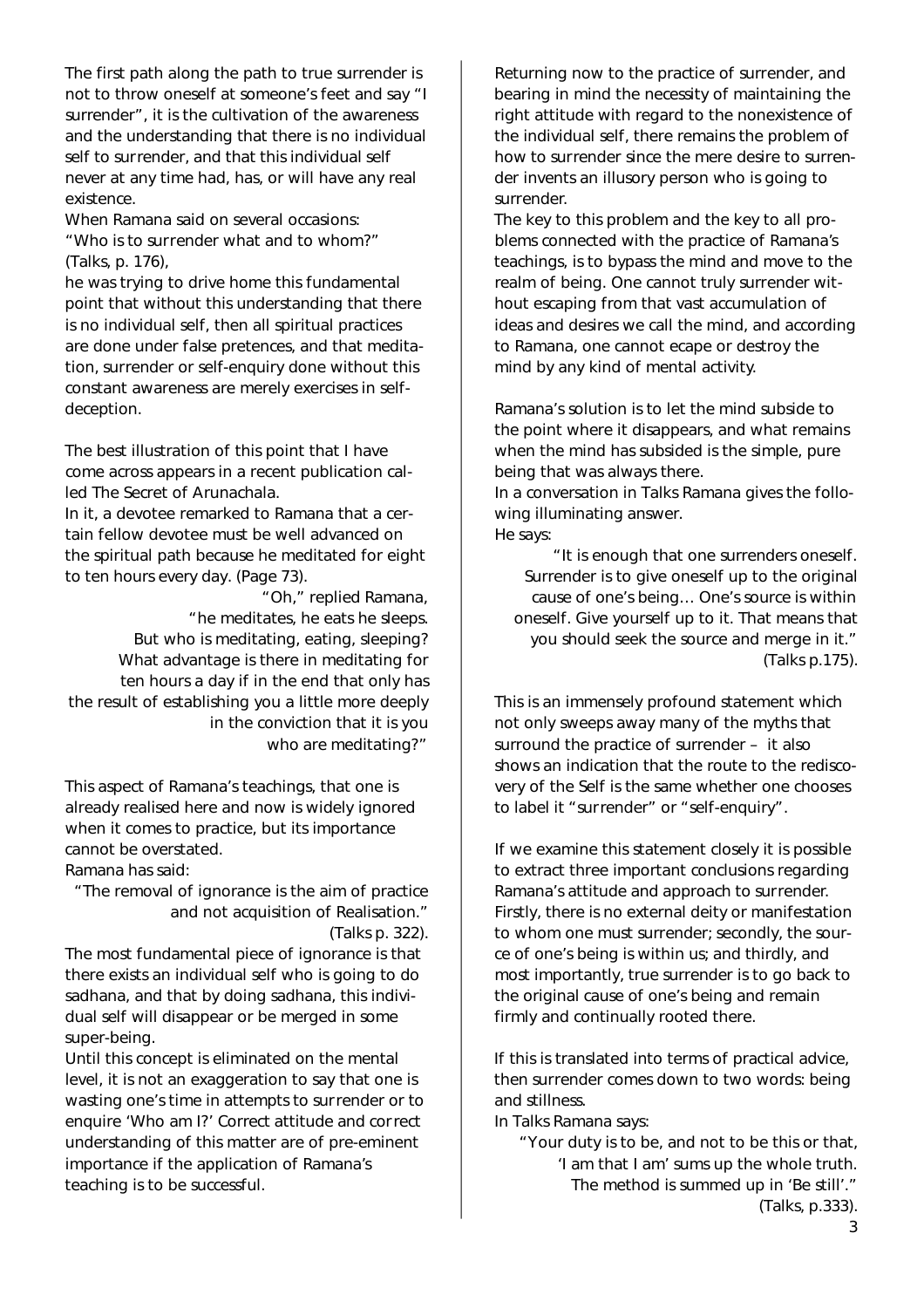The first path along the path to true surrender is not to throw oneself at someone's feet and say "I surrender", it is the cultivation of the awareness and the understanding that there is no individual self to surrender, and that this individual self never at any time had, has, or will have any real existence.

When Ramana said on several occasions:
"Who is to surrender what and to whom?"
(Talks, p. 176),
he was trying to drive home this fundamental point that without this understanding that there is no individual self, then all spiritual practices are done under false pretences, and that meditation, surrender or self-enquiry done without this constant awareness are merely exercises in self-deception.

The best illustration of this point that I have come across appears in a recent publication called *The Secret of Arunachala*.
In it, a devotee remarked to Ramana that a certain fellow devotee must be well advanced on the spiritual path because he meditated for eight to ten hours every day. (Page 73).

> "Oh," replied Ramana,
> "he meditates, he eats he sleeps.
> But who is meditating, eating, sleeping?
> What advantage is there in meditating for ten hours a day if in the end that only has the result of establishing you a little more deeply in the conviction that it is you who are meditating?"

This aspect of Ramana's teachings, that one is already realised here and now is widely ignored when it comes to practice, but its importance cannot be overstated.
Ramana has said:

> "The removal of ignorance is the aim of practice and not acquisition of Realisation."
> (Talks p. 322).

The most fundamental piece of ignorance is that there exists an individual self who is going to do sadhana, and that by doing sadhana, this individual self will disappear or be merged in some super-being.
Until this concept is eliminated on the mental level, it is not an exaggeration to say that one is wasting one's time in attempts to surrender or to enquire 'Who am I?' Correct attitude and correct understanding of this matter are of pre-eminent importance if the application of Ramana's teaching is to be successful.

Returning now to the practice of surrender, and bearing in mind the necessity of maintaining the right attitude with regard to the nonexistence of the individual self, there remains the problem of how to surrender since the mere desire to surrender invents an illusory person who is going to surrender.
The key to this problem and the key to all problems connected with the practice of Ramana's teachings, is to bypass the mind and move to the realm of being. One cannot truly surrender without escaping from that vast accumulation of ideas and desires we call the mind, and according to Ramana, one cannot ecape or destroy the mind by any kind of mental activity.

Ramana's solution is to let the mind subside to the point where it disappears, and what remains when the mind has subsided is the simple, pure being that was always there.
In a conversation in *Talks* Ramana gives the following illuminating answer.
He says:

> "It is enough that one surrenders oneself. Surrender is to give oneself up to the original cause of one's being… One's source is within oneself. Give yourself up to it. That means that you should seek the source and merge in it."
> (Talks p.175).

This is an immensely profound statement which not only sweeps away many of the myths that surround the practice of surrender – it also shows an indication that the route to the rediscovery of the Self is the same whether one chooses to label it "surrender" or "self-enquiry".

If we examine this statement closely it is possible to extract three important conclusions regarding Ramana's attitude and approach to surrender. Firstly, there is no external deity or manifestation to whom one must surrender; secondly, the source of one's being is within us; and thirdly, and most importantly, true surrender is to go back to the original cause of one's being and remain firmly and continually rooted there.

If this is translated into terms of practical advice, then surrender comes down to two words: being and stillness.
In *Talks* Ramana says:

> "Your duty is to be, and not to be this or that, 'I am that I am' sums up the whole truth. The method is summed up in 'Be still'."
> (Talks, p.333).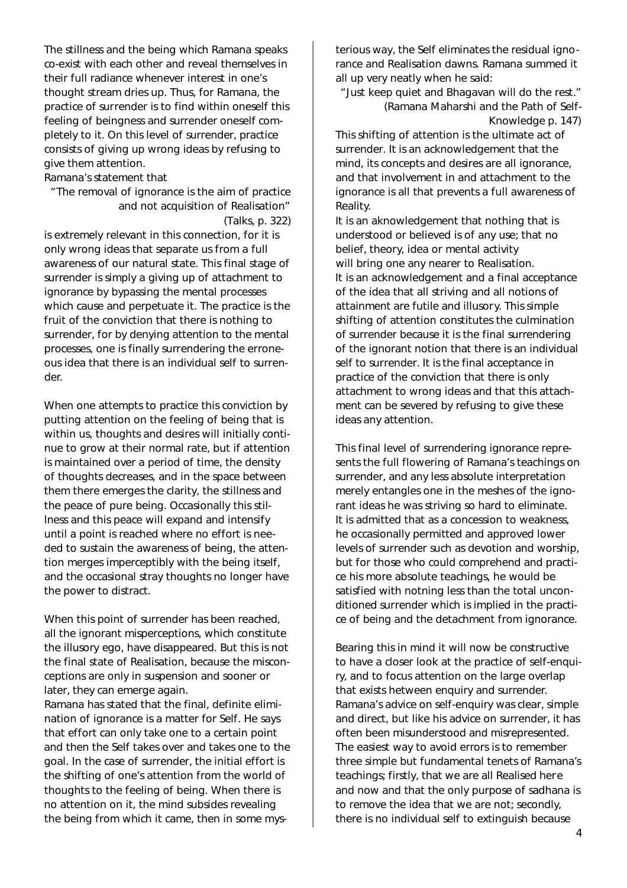The stillness and the being which Ramana speaks co-exist with each other and reveal themselves in their full radiance whenever interest in one's thought stream dries up. Thus, for Ramana, the practice of surrender is to find within oneself this feeling of beingness and surrender oneself completely to it. On this level of surrender, practice consists of giving up wrong ideas by refusing to give them attention.

Ramana's statement that

> "The removal of ignorance is the aim of practice and not acquisition of Realisation"
> (Talks, p. 322)

is extremely relevant in this connection, for it is only wrong ideas that separate us from a full awareness of our natural state. This final stage of surrender is simply a giving up of attachment to ignorance by bypassing the mental processes which cause and perpetuate it. The practice is the fruit of the conviction that there is nothing to surrender, for by denying attention to the mental processes, one is finally surrendering the erroneous idea that there is an individual self to surrender.

When one attempts to practice this conviction by putting attention on the feeling of being that is within us, thoughts and desires will initially continue to grow at their normal rate, but if attention is maintained over a period of time, the density of thoughts decreases, and in the space between them there emerges the clarity, the stillness and the peace of pure being. Occasionally this stillness and this peace will expand and intensify until a point is reached where no effort is needed to sustain the awareness of being, the attention merges imperceptibly with the being itself, and the occasional stray thoughts no longer have the power to distract.

When this point of surrender has been reached, all the ignorant misperceptions, which constitute the illusory ego, have disappeared. But this is not the final state of Realisation, because the misconceptions are only in suspension and sooner or later, they can emerge again.

Ramana has stated that the final, definite elimination of ignorance is a matter for Self. He says that effort can only take one to a certain point and then the Self takes over and takes one to the goal. In the case of surrender, the initial effort is the shifting of one's attention from the world of thoughts to the feeling of being. When there is no attention on it, the mind subsides revealing the being from which it came, then in some mysterious way, the Self eliminates the residual ignorance and Realisation dawns. Ramana summed it all up very neatly when he said:

> "Just keep quiet and Bhagavan will do the rest."
> (Ramana Maharshi and the Path of Self-Knowledge p. 147)

This shifting of attention is the ultimate act of surrender. It is an acknowledgement that the mind, its concepts and desires are all ignorance, and that involvement in and attachment to the ignorance is all that prevents a full awareness of Reality.

It is an aknowledgement that nothing that is understood or believed is of any use; that no belief, theory, idea or mental activity will bring one any nearer to Realisation.

It is an acknowledgement and a final acceptance of the idea that all striving and all notions of attainment are futile and illusory. This simple shifting of attention constitutes the culmination of surrender because it is the final surrendering of the ignorant notion that there is an individual self to surrender. It is the final acceptance in practice of the conviction that there is only attachment to wrong ideas and that this attachment can be severed by refusing to give these ideas any attention.

This final level of surrendering ignorance represents the full flowering of Ramana's teachings on surrender, and any less absolute interpretation merely entangles one in the meshes of the ignorant ideas he was striving so hard to eliminate. It is admitted that as a concession to weakness, he occasionally permitted and approved lower levels of surrender such as devotion and worship, but for those who could comprehend and practice his more absolute teachings, he would be satisfied with notning less than the total unconditioned surrender which is implied in the practice of being and the detachment from ignorance.

Bearing this in mind it will now be constructive to have a closer look at the practice of self-enquiry, and to focus attention on the large overlap that exists hetween enquiry and surrender. Ramana's advice on self-enquiry was clear, simple and direct, but like his advice on surrender, it has often been misunderstood and misrepresented. The easiest way to avoid errors is to remember three simple but fundamental tenets of Ramana's teachings; firstly, that we are all Realised here and now and that the only purpose of sadhana is to remove the idea that we are not; secondly, there is no individual self to extinguish because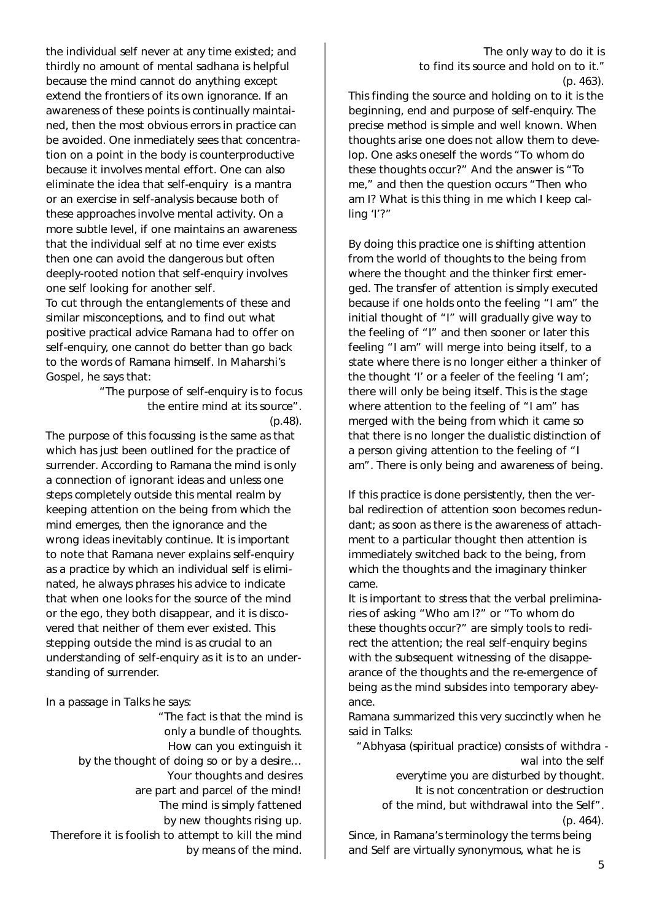the individual self never at any time existed; and thirdly no amount of mental sadhana is helpful because the mind cannot do anything except extend the frontiers of its own ignorance. If an awareness of these points is continually maintained, then the most obvious errors in practice can be avoided. One inmediately sees that concentration on a point in the body is counterproductive because it involves mental effort. One can also eliminate the idea that self-enquiry is a mantra or an exercise in self-analysis because both of these approaches involve mental activity. On a more subtle level, if one maintains an awareness that the individual self at no time ever exists then one can avoid the dangerous but often deeply-rooted notion that self-enquiry involves one self looking for another self.

To cut through the entanglements of these and similar misconceptions, and to find out what positive practical advice Ramana had to offer on self-enquiry, one cannot do better than go back to the words of Ramana himself. In Maharshi's Gospel, he says that:

> "The purpose of self-enquiry is to focus the entire mind at its source". (p.48).

The purpose of this focussing is the same as that which has just been outlined for the practice of surrender. According to Ramana the mind is only a connection of ignorant ideas and unless one steps completely outside this mental realm by keeping attention on the being from which the mind emerges, then the ignorance and the wrong ideas inevitably continue. It is important to note that Ramana never explains self-enquiry as a practice by which an individual self is eliminated, he always phrases his advice to indicate that when one looks for the source of the mind or the ego, they both disappear, and it is discovered that neither of them ever existed. This stepping outside the mind is as crucial to an understanding of self-enquiry as it is to an understanding of surrender.

In a passage in Talks he says:

> "The fact is that the mind is
> only a bundle of thoughts.
> How can you extinguish it
> by the thought of doing so or by a desire...
> Your thoughts and desires
> are part and parcel of the mind!
> The mind is simply fattened
> by new thoughts rising up.
> Therefore it is foolish to attempt to kill the mind
> by means of the mind.
> The only way to do it is
> to find its source and hold on to it."
> (p. 463).

This finding the source and holding on to it is the beginning, end and purpose of self-enquiry. The precise method is simple and well known. When thoughts arise one does not allow them to develop. One asks oneself the words "To whom do these thoughts occur?" And the answer is "To me," and then the question occurs "Then who am I? What is this thing in me which I keep calling 'I'?"

By doing this practice one is shifting attention from the world of thoughts to the being from where the thought and the thinker first emerged. The transfer of attention is simply executed because if one holds onto the feeling "I am" the initial thought of "I" will gradually give way to the feeling of "I" and then sooner or later this feeling "I am" will merge into being itself, to a state where there is no longer either a thinker of the thought 'I' or a feeler of the feeling 'I am'; there will only be being itself. This is the stage where attention to the feeling of "I am" has merged with the being from which it came so that there is no longer the dualistic distinction of a person giving attention to the feeling of "I am". There is only being and awareness of being.

If this practice is done persistently, then the verbal redirection of attention soon becomes redundant; as soon as there is the awareness of attachment to a particular thought then attention is immediately switched back to the being, from which the thoughts and the imaginary thinker came.

It is important to stress that the verbal preliminaries of asking "Who am I?" or "To whom do these thoughts occur?" are simply tools to redirect the attention; the real self-enquiry begins with the subsequent witnessing of the disappearance of the thoughts and the re-emergence of being as the mind subsides into temporary abeyance.

Ramana summarized this very succinctly when he said in Talks:

> "Abhyasa (spiritual practice) consists of withdrawal into the self
> everytime you are disturbed by thought.
> It is not concentration or destruction
> of the mind, but withdrawal into the Self".
> (p. 464).

Since, in Ramana's terminology the terms being and Self are virtually synonymous, what he is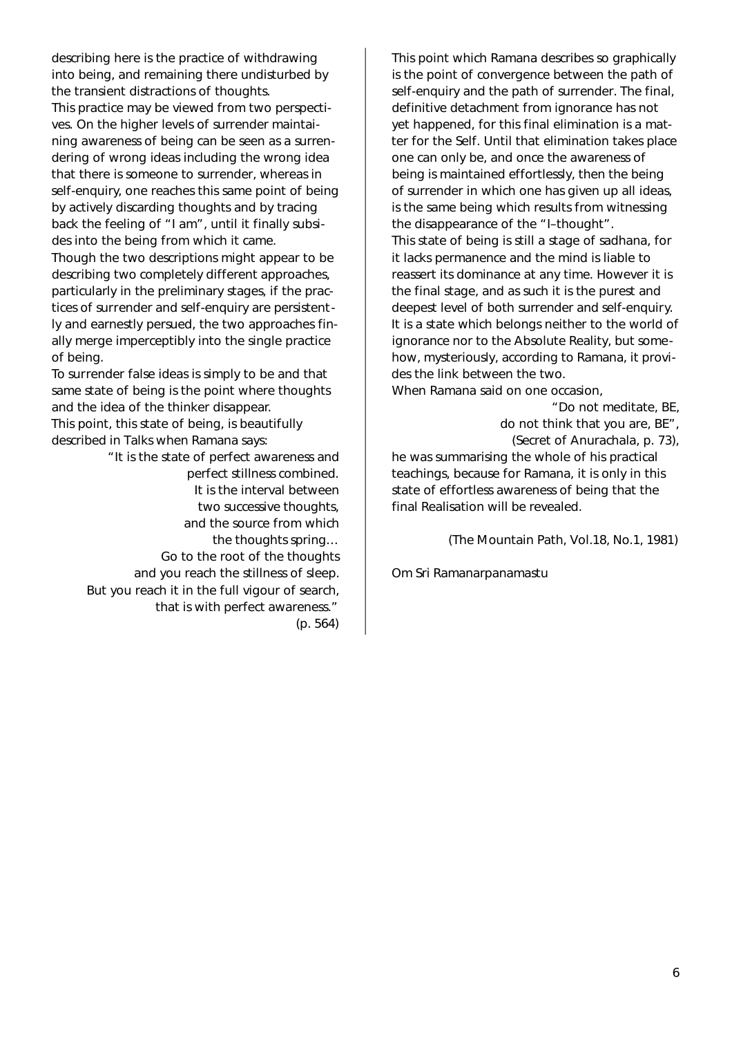describing here is the practice of withdrawing into being, and remaining there undisturbed by the transient distractions of thoughts.

This practice may be viewed from two perspectives. On the higher levels of surrender maintaining awareness of being can be seen as a surrendering of wrong ideas including the wrong idea that there is someone to surrender, whereas in self-enquiry, one reaches this same point of being by actively discarding thoughts and by tracing back the feeling of "I am", until it finally subsides into the being from which it came.

Though the two descriptions might appear to be describing two completely different approaches, particularly in the preliminary stages, if the practices of surrender and self-enquiry are persistently and earnestly persued, the two approaches finally merge imperceptibly into the single practice of being.

To surrender false ideas is simply to be and that same state of being is the point where thoughts and the idea of the thinker disappear.

This point, this state of being, is beautifully described in Talks when Ramana says:

> "It is the state of perfect awareness and perfect stillness combined.
> It is the interval between two successive thoughts,
> and the source from which the thoughts spring…
> Go to the root of the thoughts
> and you reach the stillness of sleep.
> But you reach it in the full vigour of search,
> that is with perfect awareness."
> (p. 564)

This point which Ramana describes so graphically is the point of convergence between the path of self-enquiry and the path of surrender. The final, definitive detachment from ignorance has not yet happened, for this final elimination is a matter for the Self. Until that elimination takes place one can only be, and once the awareness of being is maintained effortlessly, then the being of surrender in which one has given up all ideas, is the same being which results from witnessing the disappearance of the "I–thought".

This state of being is still a stage of sadhana, for it lacks permanence and the mind is liable to reassert its dominance at any time. However it is the final stage, and as such it is the purest and deepest level of both surrender and self-enquiry. It is a state which belongs neither to the world of ignorance nor to the Absolute Reality, but somehow, mysteriously, according to Ramana, it provides the link between the two.

When Ramana said on one occasion,

> "Do not meditate, BE,
> do not think that you are, BE",
> (Secret of Anurachala, p. 73),

he was summarising the whole of his practical teachings, because for Ramana, it is only in this state of effortless awareness of being that the final Realisation will be revealed.

(The Mountain Path, Vol.18, No.1, 1981)

Om Sri Ramanarpanamastu